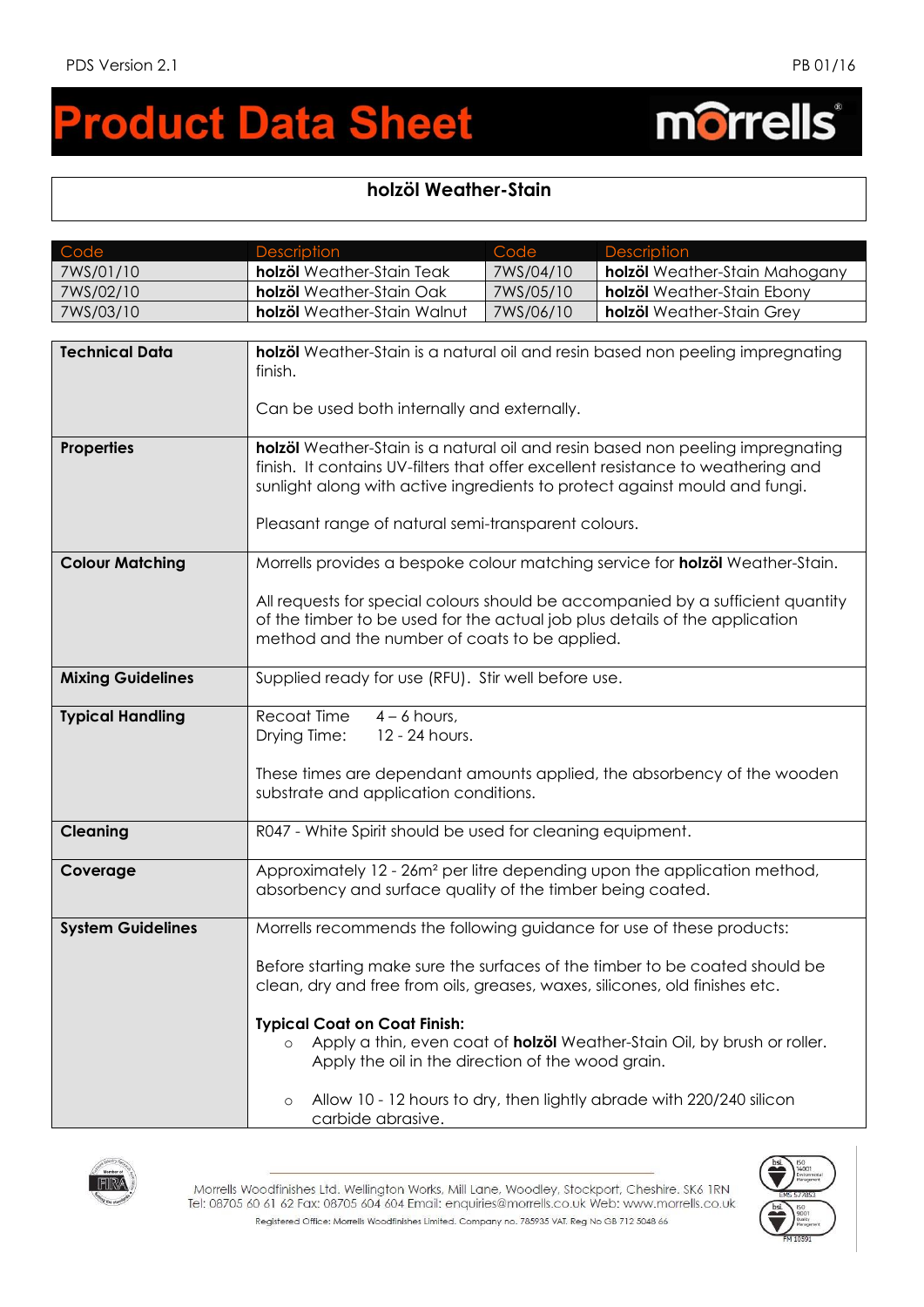# Product Data Sheet

## holzöl Weather-Stain

| Code | Description | Code | Description |
|---|---|---|---|
| 7WS/01/10 | **holzöl** Weather-Stain Teak | 7WS/04/10 | **holzöl** Weather-Stain Mahogany |
| 7WS/02/10 | **holzöl** Weather-Stain Oak | 7WS/05/10 | **holzöl** Weather-Stain Ebony |
| 7WS/03/10 | **holzöl** Weather-Stain Walnut | 7WS/06/10 | **holzöl** Weather-Stain Grey |

| | |
|---|---|
| **Technical Data** | **holzöl** Weather-Stain is a natural oil and resin based non peeling impregnating finish.<br><br>Can be used both internally and externally. |
| **Properties** | **holzöl** Weather-Stain is a natural oil and resin based non peeling impregnating finish. It contains UV-filters that offer excellent resistance to weathering and sunlight along with active ingredients to protect against mould and fungi.<br><br>Pleasant range of natural semi-transparent colours. |
| **Colour Matching** | Morrells provides a bespoke colour matching service for **holzöl** Weather-Stain.<br><br>All requests for special colours should be accompanied by a sufficient quantity of the timber to be used for the actual job plus details of the application method and the number of coats to be applied. |
| **Mixing Guidelines** | Supplied ready for use (RFU). Stir well before use. |
| **Typical Handling** | Recoat Time 4 – 6 hours,<br>Drying Time: 12 - 24 hours.<br><br>These times are dependant amounts applied, the absorbency of the wooden substrate and application conditions. |
| **Cleaning** | R047 - White Spirit should be used for cleaning equipment. |
| **Coverage** | Approximately 12 - 26m² per litre depending upon the application method, absorbency and surface quality of the timber being coated. |
| **System Guidelines** | Morrells recommends the following guidance for use of these products:<br><br>Before starting make sure the surfaces of the timber to be coated should be clean, dry and free from oils, greases, waxes, silicones, old finishes etc.<br><br>**Typical Coat on Coat Finish:**<br>◦ Apply a thin, even coat of **holzöl** Weather-Stain Oil, by brush or roller. Apply the oil in the direction of the wood grain.<br><br>◦ Allow 10 - 12 hours to dry, then lightly abrade with 220/240 silicon carbide abrasive. |

Morrells Woodfinishes Ltd. Wellington Works, Mill Lane, Woodley, Stockport, Cheshire. SK6 1RN
Tel: 08705 60 61 62 Fax: 08705 604 604 Email: enquiries@morrells.co.uk Web: www.morrells.co.uk
Registered Office: Morrells Woodfinishes Limited. Company no. 785935 VAT. Reg No GB 712 5048 66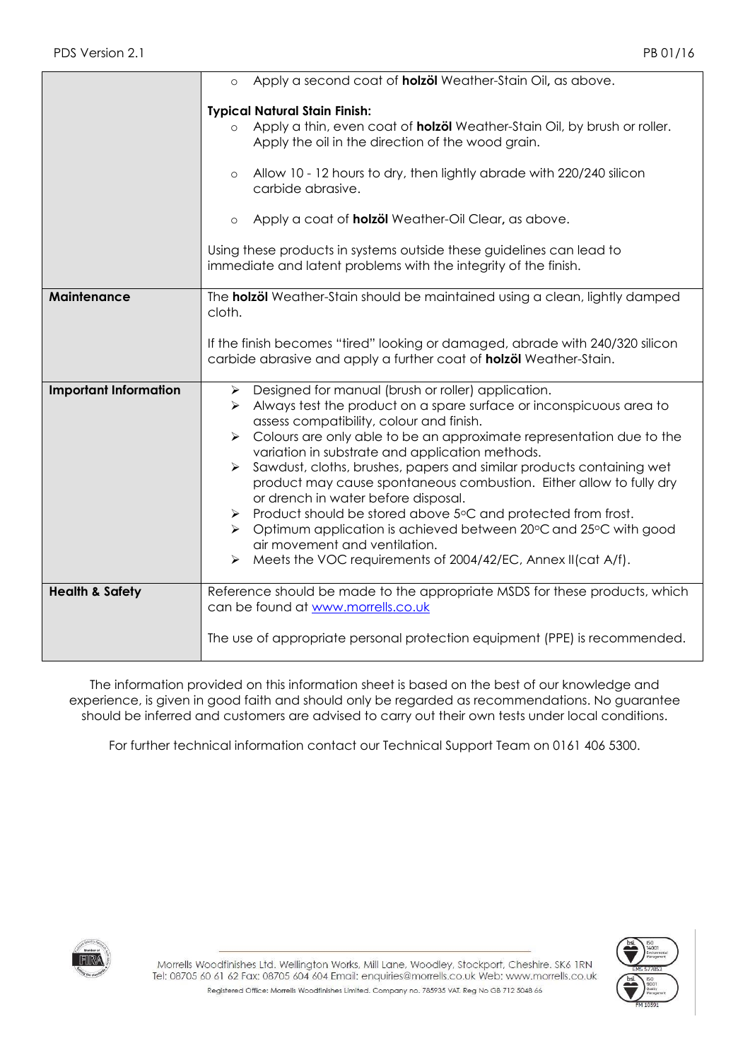| | |
|---|---|
| | ○ Apply a second coat of **holzöl** Weather-Stain Oil, as above.<br><br>**Typical Natural Stain Finish:**<br>○ Apply a thin, even coat of **holzöl** Weather-Stain Oil, by brush or roller. Apply the oil in the direction of the wood grain.<br>○ Allow 10 - 12 hours to dry, then lightly abrade with 220/240 silicon carbide abrasive.<br>○ Apply a coat of **holzöl** Weather-Oil Clear, as above.<br><br>Using these products in systems outside these guidelines can lead to immediate and latent problems with the integrity of the finish. |
| **Maintenance** | The **holzöl** Weather-Stain should be maintained using a clean, lightly damped cloth.<br><br>If the finish becomes "tired" looking or damaged, abrade with 240/320 silicon carbide abrasive and apply a further coat of **holzöl** Weather-Stain. |
| **Important Information** | ➢ Designed for manual (brush or roller) application.<br>➢ Always test the product on a spare surface or inconspicuous area to assess compatibility, colour and finish.<br>➢ Colours are only able to be an approximate representation due to the variation in substrate and application methods.<br>➢ Sawdust, cloths, brushes, papers and similar products containing wet product may cause spontaneous combustion. Either allow to fully dry or drench in water before disposal.<br>➢ Product should be stored above 5°C and protected from frost.<br>➢ Optimum application is achieved between 20°C and 25°C with good air movement and ventilation.<br>➢ Meets the VOC requirements of 2004/42/EC, Annex II(cat A/f). |
| **Health & Safety** | Reference should be made to the appropriate MSDS for these products, which can be found at www.morrells.co.uk<br><br>The use of appropriate personal protection equipment (PPE) is recommended. |

The information provided on this information sheet is based on the best of our knowledge and experience, is given in good faith and should only be regarded as recommendations. No guarantee should be inferred and customers are advised to carry out their own tests under local conditions.

For further technical information contact our Technical Support Team on 0161 406 5300.

Morrells Woodfinishes Ltd. Wellington Works, Mill Lane, Woodley, Stockport, Cheshire. SK6 1RN
Tel: 08705 60 61 62 Fax: 08705 604 604 Email: enquiries@morrells.co.uk Web: www.morrells.co.uk
Registered Office: Morrells Woodfinishes Limited. Company no. 785935 VAT. Reg No GB 712 5048 66